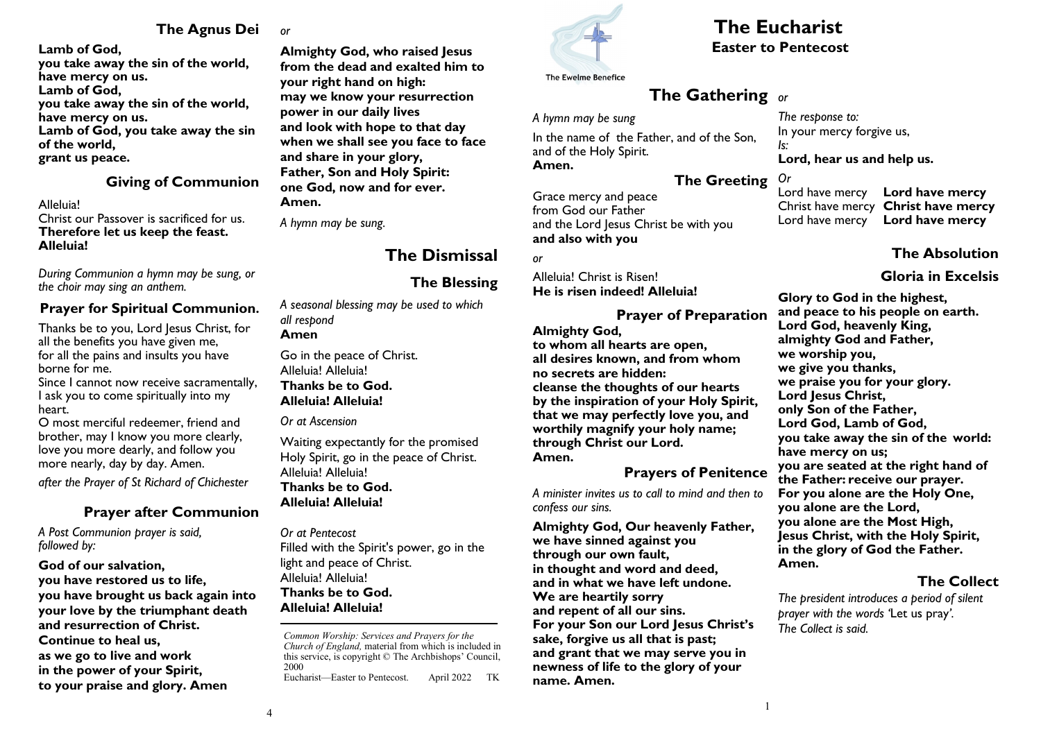# The Eucharist

## Easter to Pentecost

The Ewelme Benefice

## The Gathering

*A hymn may be sung*

In the name of the Father, and of the Son, and of the Holy Spirit.
**Amen.**

### The Greeting

Grace mercy and peace
from God our Father
and the Lord Jesus Christ be with you
**and also with you**

*or*

Alleluia! Christ is Risen!
**He is risen indeed! Alleluia!**

### Prayer of Preparation

**Almighty God,
to whom all hearts are open,
all desires known, and from whom
no secrets are hidden:
cleanse the thoughts of our hearts
by the inspiration of your Holy Spirit,
that we may perfectly love you, and
worthily magnify your holy name;
through Christ our Lord.
Amen.**

### Prayers of Penitence

*A minister invites us to call to mind and then to confess our sins.*

**Almighty God, Our heavenly Father,
we have sinned against you
through our own fault,
in thought and word and deed,
and in what we have left undone.
We are heartily sorry
and repent of all our sins.
For your Son our Lord Jesus Christ's
sake, forgive us all that is past;
and grant that we may serve you in
newness of life to the glory of your
name. Amen.**

*or*

*The response to:*
In your mercy forgive us,
*Is:*
**Lord, hear us and help us.**

*Or*

Lord have mercy **Lord have mercy**
Christ have mercy **Christ have mercy**
Lord have mercy **Lord have mercy**

### The Absolution

### Gloria in Excelsis

**Glory to God in the highest,
and peace to his people on earth.
Lord God, heavenly King,
almighty God and Father,
we worship you,
we give you thanks,
we praise you for your glory.
Lord Jesus Christ,
only Son of the Father,
Lord God, Lamb of God,
you take away the sin of the world:
have mercy on us;
you are seated at the right hand of
the Father: receive our prayer.
For you alone are the Holy One,
you alone are the Lord,
you alone are the Most High,
Jesus Christ, with the Holy Spirit,
in the glory of God the Father.
Amen.**

### The Collect

*The president introduces a period of silent prayer with the words 'Let us pray'.
The Collect is said.*

### The Agnus Dei

**Lamb of God,
you take away the sin of the world,
have mercy on us.
Lamb of God,
you take away the sin of the world,
have mercy on us.
Lamb of God, you take away the sin
of the world,
grant us peace.**

### Giving of Communion

Alleluia!
Christ our Passover is sacrificed for us.
**Therefore let us keep the feast.
Alleluia!**

*During Communion a hymn may be sung, or the choir may sing an anthem.*

### Prayer for Spiritual Communion.

Thanks be to you, Lord Jesus Christ, for all the benefits you have given me,
for all the pains and insults you have borne for me.
Since I cannot now receive sacramentally, I ask you to come spiritually into my heart.
O most merciful redeemer, friend and brother, may I know you more clearly, love you more dearly, and follow you more nearly, day by day. Amen.

*after the Prayer of St Richard of Chichester*

### Prayer after Communion

*A Post Communion prayer is said, followed by:*

**God of our salvation,
you have restored us to life,
you have brought us back again into
your love by the triumphant death
and resurrection of Christ.
Continue to heal us,
as we go to live and work
in the power of your Spirit,
to your praise and glory. Amen**

*or*

**Almighty God, who raised Jesus
from the dead and exalted him to
your right hand on high:
may we know your resurrection
power in our daily lives
and look with hope to that day
when we shall see you face to face
and share in your glory,
Father, Son and Holy Spirit:
one God, now and for ever.
Amen.**

*A hymn may be sung.*

## The Dismissal

### The Blessing

*A seasonal blessing may be used to which all respond*
**Amen**

Go in the peace of Christ.
Alleluia! Alleluia!
**Thanks be to God.
Alleluia! Alleluia!**

*Or at Ascension*

Waiting expectantly for the promised Holy Spirit, go in the peace of Christ.
Alleluia! Alleluia!
**Thanks be to God.
Alleluia! Alleluia!**

*Or at Pentecost*
Filled with the Spirit's power, go in the light and peace of Christ.
Alleluia! Alleluia!
**Thanks be to God.
Alleluia! Alleluia!**

---

*Common Worship: Services and Prayers for the Church of England,* material from which is included in this service, is copyright © The Archbishops' Council, 2000
Eucharist—Easter to Pentecost. April 2022 TK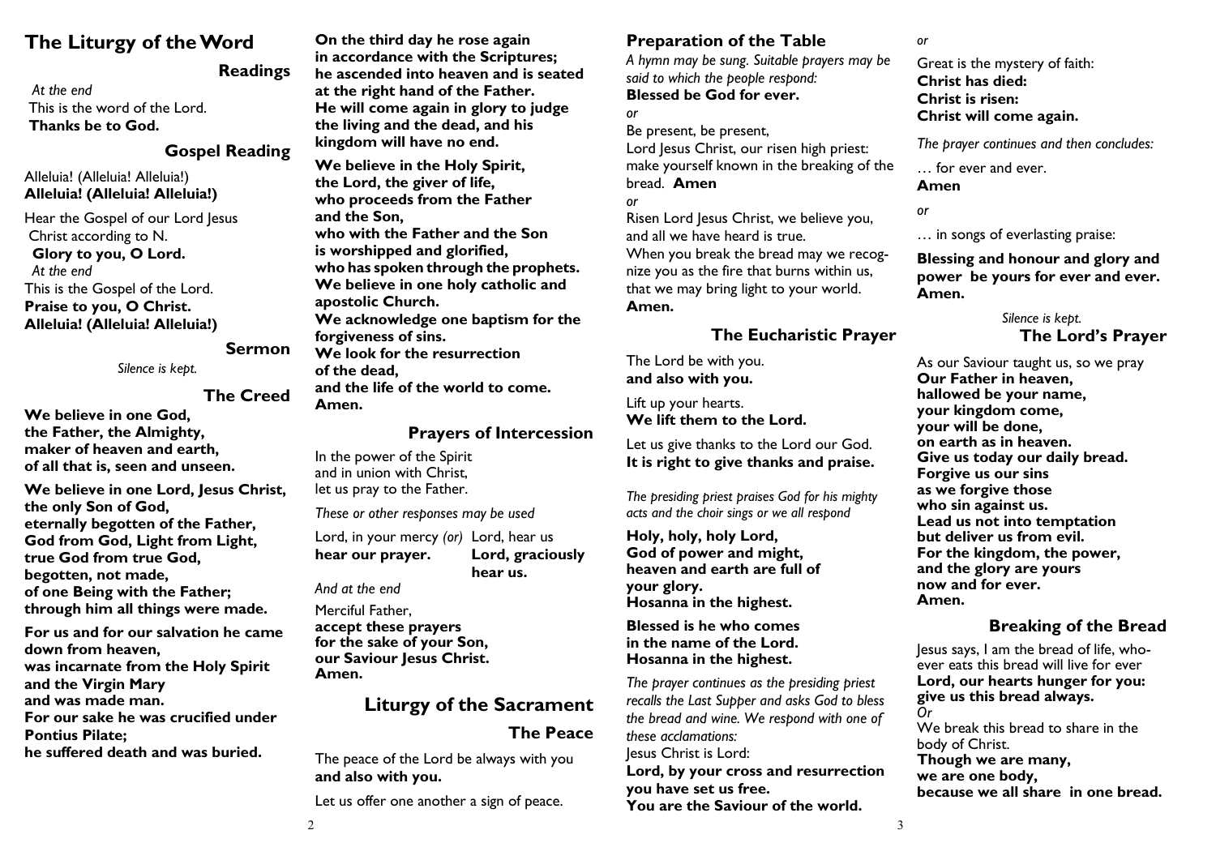# The Liturgy of the Word

## Readings

*At the end*

This is the word of the Lord.
**Thanks be to God.**

## Gospel Reading

Alleluia! (Alleluia! Alleluia!)
**Alleluia! (Alleluia! Alleluia!)**

Hear the Gospel of our Lord Jesus Christ according to N.
**Glory to you, O Lord.**

*At the end*

This is the Gospel of the Lord.
**Praise to you, O Christ.**
**Alleluia! (Alleluia! Alleluia!)**

## Sermon

*Silence is kept.*

## The Creed

**We believe in one God,**
**the Father, the Almighty,**
**maker of heaven and earth,**
**of all that is, seen and unseen.**

**We believe in one Lord, Jesus Christ,**
**the only Son of God,**
**eternally begotten of the Father,**
**God from God, Light from Light,**
**true God from true God,**
**begotten, not made,**
**of one Being with the Father;**
**through him all things were made.**

**For us and for our salvation he came down from heaven,**
**was incarnate from the Holy Spirit and the Virgin Mary**
**and was made man.**
**For our sake he was crucified under Pontius Pilate;**
**he suffered death and was buried.**
**On the third day he rose again**
**in accordance with the Scriptures;**
**he ascended into heaven and is seated at the right hand of the Father.**
**He will come again in glory to judge the living and the dead, and his kingdom will have no end.**

**We believe in the Holy Spirit,**
**the Lord, the giver of life,**
**who proceeds from the Father and the Son,**
**who with the Father and the Son is worshipped and glorified,**
**who has spoken through the prophets.**
**We believe in one holy catholic and apostolic Church.**
**We acknowledge one baptism for the forgiveness of sins.**
**We look for the resurrection of the dead,**
**and the life of the world to come.**
**Amen.**

## Prayers of Intercession

In the power of the Spirit
and in union with Christ,
let us pray to the Father.

*These or other responses may be used*

Lord, in your mercy *(or)* Lord, hear us
**hear our prayer.** **Lord, graciously hear us.**

*And at the end*

Merciful Father,
**accept these prayers**
**for the sake of your Son,**
**our Saviour Jesus Christ.**
**Amen.**

# Liturgy of the Sacrament

## The Peace

The peace of the Lord be always with you
**and also with you.**

Let us offer one another a sign of peace.

## Preparation of the Table

*A hymn may be sung. Suitable prayers may be said to which the people respond:*
**Blessed be God for ever.**

*or*

Be present, be present,
Lord Jesus Christ, our risen high priest:
make yourself known in the breaking of the bread. **Amen**

*or*

Risen Lord Jesus Christ, we believe you,
and all we have heard is true.
When you break the bread may we recognize you as the fire that burns within us,
that we may bring light to your world.
**Amen.**

## The Eucharistic Prayer

The Lord be with you.
**and also with you.**

Lift up your hearts.
**We lift them to the Lord.**

Let us give thanks to the Lord our God.
**It is right to give thanks and praise.**

*The presiding priest praises God for his mighty acts and the choir sings or we all respond*

**Holy, holy, holy Lord,**
**God of power and might,**
**heaven and earth are full of your glory.**
**Hosanna in the highest.**

**Blessed is he who comes**
**in the name of the Lord.**
**Hosanna in the highest.**

*The prayer continues as the presiding priest recalls the Last Supper and asks God to bless the bread and wine. We respond with one of these acclamations:*

Jesus Christ is Lord:
**Lord, by your cross and resurrection**
**you have set us free.**
**You are the Saviour of the world.**

*or*

Great is the mystery of faith:
**Christ has died:**
**Christ is risen:**
**Christ will come again.**

*The prayer continues and then concludes:*

… for ever and ever.
**Amen**

*or*

… in songs of everlasting praise:

**Blessing and honour and glory and power be yours for ever and ever.**
**Amen.**

*Silence is kept.*

## The Lord's Prayer

As our Saviour taught us, so we pray
**Our Father in heaven,**
**hallowed be your name,**
**your kingdom come,**
**your will be done,**
**on earth as in heaven.**
**Give us today our daily bread.**
**Forgive us our sins**
**as we forgive those**
**who sin against us.**
**Lead us not into temptation**
**but deliver us from evil.**
**For the kingdom, the power,**
**and the glory are yours**
**now and for ever.**
**Amen.**

## Breaking of the Bread

Jesus says, I am the bread of life, whoever eats this bread will live for ever
**Lord, our hearts hunger for you:**
**give us this bread always.**

*Or*

We break this bread to share in the body of Christ.
**Though we are many,**
**we are one body,**
**because we all share in one bread.**